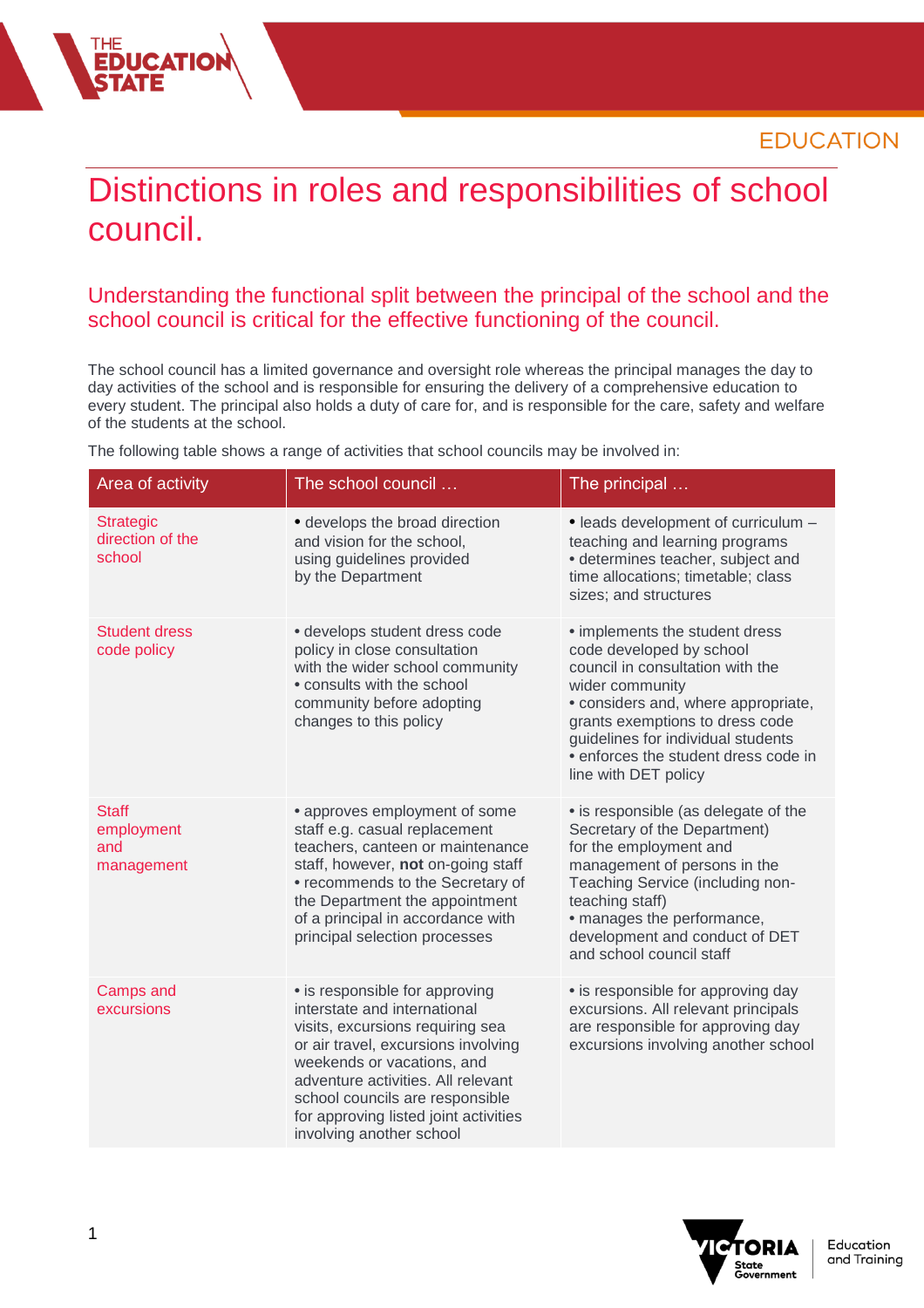# Distinctions in roles and responsibilities of school council.

## Understanding the functional split between the principal of the school and the school council is critical for the effective functioning of the council.

The school council has a limited governance and oversight role whereas the principal manages the day to day activities of the school and is responsible for ensuring the delivery of a comprehensive education to every student. The principal also holds a duty of care for, and is responsible for the care, safety and welfare of the students at the school.

The following table shows a range of activities that school councils may be involved in:

| Area of activity | The school council … | The principal … |
|---|---|---|
| Strategic direction of the school | • develops the broad direction and vision for the school, using guidelines provided by the Department | • leads development of curriculum – teaching and learning programs<br>• determines teacher, subject and time allocations; timetable; class sizes; and structures |
| Student dress code policy | • develops student dress code policy in close consultation with the wider school community<br>• consults with the school community before adopting changes to this policy | • implements the student dress code developed by school council in consultation with the wider community<br>• considers and, where appropriate, grants exemptions to dress code guidelines for individual students<br>• enforces the student dress code in line with DET policy |
| Staff employment and management | • approves employment of some staff e.g. casual replacement teachers, canteen or maintenance staff, however, **not** on-going staff<br>• recommends to the Secretary of the Department the appointment of a principal in accordance with principal selection processes | • is responsible (as delegate of the Secretary of the Department) for the employment and management of persons in the Teaching Service (including non-teaching staff)<br>• manages the performance, development and conduct of DET and school council staff |
| Camps and excursions | • is responsible for approving interstate and international visits, excursions requiring sea or air travel, excursions involving weekends or vacations, and adventure activities. All relevant school councils are responsible for approving listed joint activities involving another school | • is responsible for approving day excursions. All relevant principals are responsible for approving day excursions involving another school |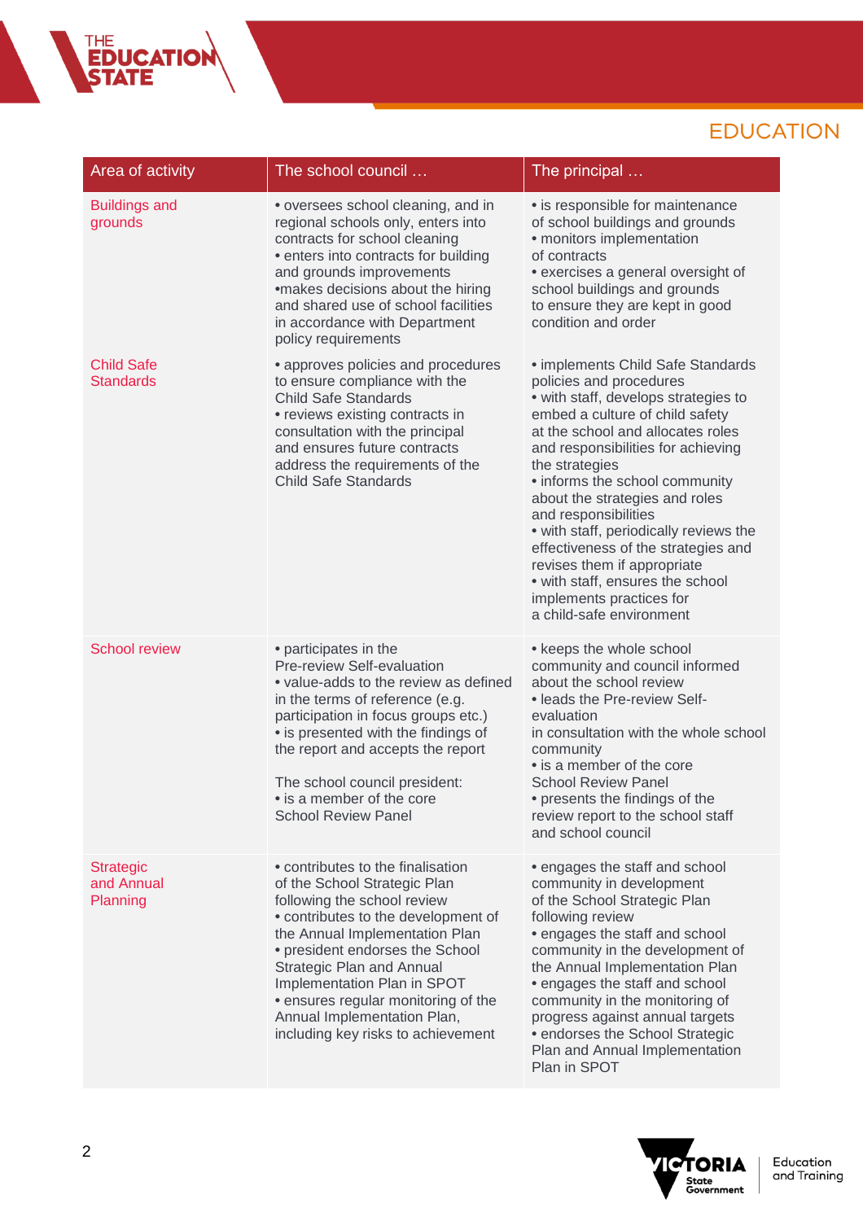| Area of activity | The school council … | The principal … |
|---|---|---|
| Buildings and grounds | • oversees school cleaning, and in regional schools only, enters into contracts for school cleaning<br>• enters into contracts for building and grounds improvements<br>•makes decisions about the hiring and shared use of school facilities in accordance with Department policy requirements | • is responsible for maintenance of school buildings and grounds<br>• monitors implementation of contracts<br>• exercises a general oversight of school buildings and grounds to ensure they are kept in good condition and order |
| Child Safe Standards | • approves policies and procedures to ensure compliance with the Child Safe Standards<br>• reviews existing contracts in consultation with the principal and ensures future contracts address the requirements of the Child Safe Standards | • implements Child Safe Standards policies and procedures<br>• with staff, develops strategies to embed a culture of child safety at the school and allocates roles and responsibilities for achieving the strategies<br>• informs the school community about the strategies and roles and responsibilities<br>• with staff, periodically reviews the effectiveness of the strategies and revises them if appropriate<br>• with staff, ensures the school implements practices for a child-safe environment |
| School review | • participates in the Pre-review Self-evaluation<br>• value-adds to the review as defined in the terms of reference (e.g. participation in focus groups etc.)<br>• is presented with the findings of the report and accepts the report<br><br>The school council president:<br>• is a member of the core School Review Panel | • keeps the whole school community and council informed about the school review<br>• leads the Pre-review Self-evaluation in consultation with the whole school community<br>• is a member of the core School Review Panel<br>• presents the findings of the review report to the school staff and school council |
| Strategic and Annual Planning | • contributes to the finalisation of the School Strategic Plan following the school review<br>• contributes to the development of the Annual Implementation Plan<br>• president endorses the School Strategic Plan and Annual Implementation Plan in SPOT<br>• ensures regular monitoring of the Annual Implementation Plan, including key risks to achievement | • engages the staff and school community in development of the School Strategic Plan following review<br>• engages the staff and school community in the development of the Annual Implementation Plan<br>• engages the staff and school community in the monitoring of progress against annual targets<br>• endorses the School Strategic Plan and Annual Implementation Plan in SPOT |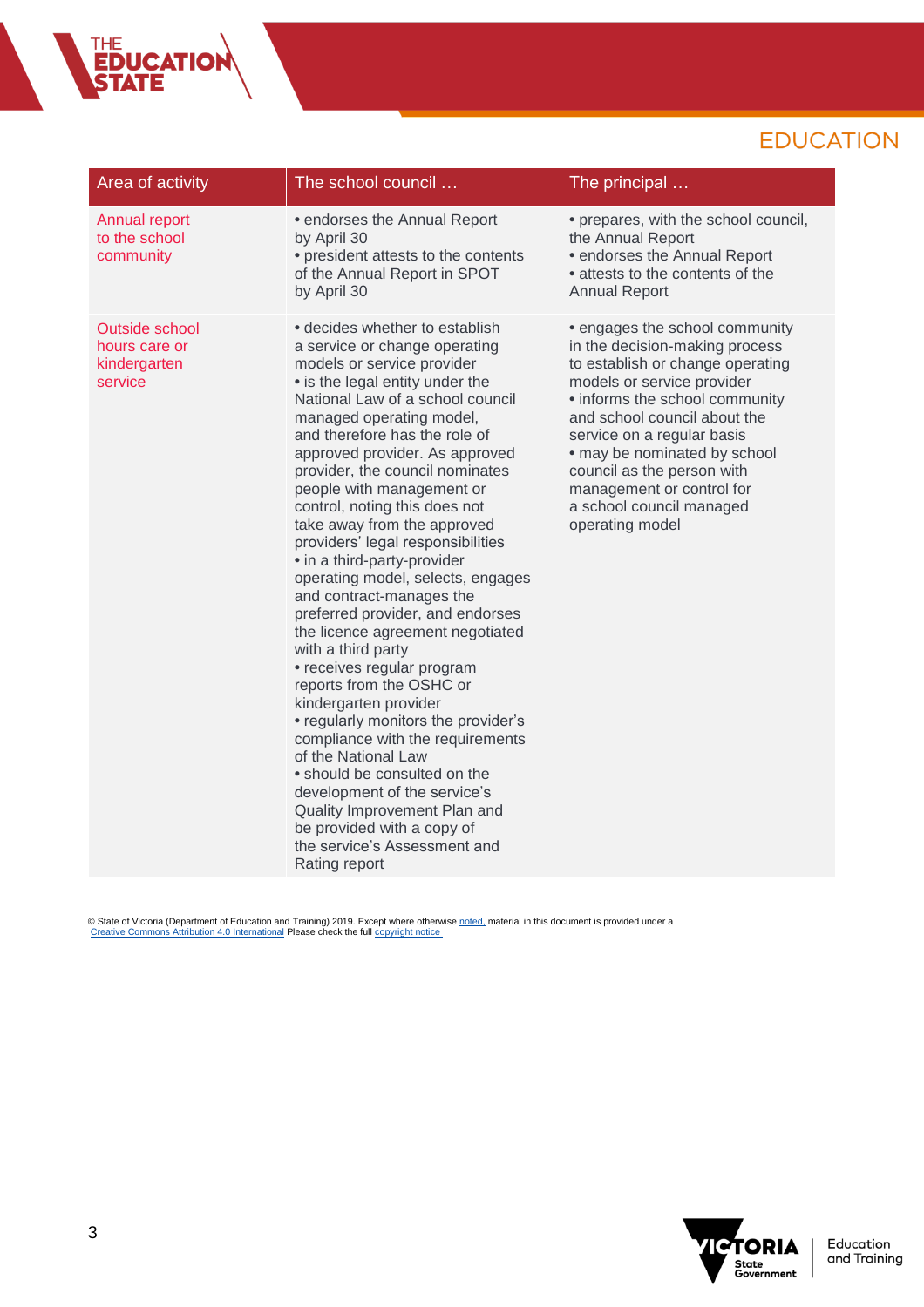| Area of activity | The school council … | The principal … |
|---|---|---|
| Annual report to the school community | • endorses the Annual Report by April 30<br>• president attests to the contents of the Annual Report in SPOT by April 30 | • prepares, with the school council, the Annual Report<br>• endorses the Annual Report<br>• attests to the contents of the Annual Report |
| Outside school hours care or kindergarten service | • decides whether to establish a service or change operating models or service provider<br>• is the legal entity under the National Law of a school council managed operating model, and therefore has the role of approved provider. As approved provider, the council nominates people with management or control, noting this does not take away from the approved providers' legal responsibilities<br>• in a third-party-provider operating model, selects, engages and contract-manages the preferred provider, and endorses the licence agreement negotiated with a third party<br>• receives regular program reports from the OSHC or kindergarten provider<br>• regularly monitors the provider's compliance with the requirements of the National Law<br>• should be consulted on the development of the service's Quality Improvement Plan and be provided with a copy of the service's Assessment and Rating report | • engages the school community in the decision-making process to establish or change operating models or service provider<br>• informs the school community and school council about the service on a regular basis<br>• may be nominated by school council as the person with management or control for a school council managed operating model |

© State of Victoria (Department of Education and Training) 2019. Except where otherwise noted, material in this document is provided under a Creative Commons Attribution 4.0 International Please check the full copyright notice